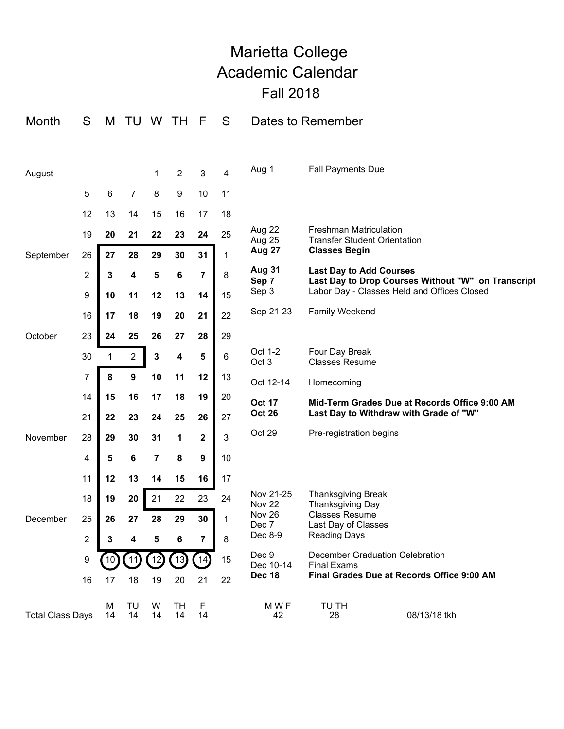# Marietta College
# Academic Calendar
## Fall 2018

| Month | S | M | TU | W | TH | F | S | Dates to Remember | |
|---|---|---|---|---|---|---|---|---|---|
| August | | | | 1 | 2 | 3 | 4 | Aug 1 | Fall Payments Due |
| | 5 | 6 | 7 | 8 | 9 | 10 | 11 | | |
| | 12 | 13 | 14 | 15 | 16 | 17 | 18 | | |
| | 19 | **20** | **21** | **22** | **23** | **24** | 25 | Aug 22<br>Aug 25 | Freshman Matriculation<br>Transfer Student Orientation |
| September | 26 | **27** | **28** | **29** | **30** | **31** | 1 | **Aug 27** | **Classes Begin** |
| | 2 | **3** | **4** | **5** | **6** | **7** | 8 | **Aug 31**<br>**Sep 7**<br>Sep 3 | **Last Day to Add Courses**<br>**Last Day to Drop Courses Without "W" on Transcript**<br>Labor Day - Classes Held and Offices Closed |
| | 9 | **10** | **11** | **12** | **13** | **14** | 15 | | |
| | 16 | **17** | **18** | **19** | **20** | **21** | 22 | Sep 21-23 | Family Weekend |
| October | 23 | **24** | **25** | **26** | **27** | **28** | 29 | | |
| | 30 | 1 | 2 | **3** | **4** | **5** | 6 | Oct 1-2<br>Oct 3 | Four Day Break<br>Classes Resume |
| | 7 | **8** | **9** | **10** | **11** | **12** | 13 | Oct 12-14 | Homecoming |
| | 14 | **15** | **16** | **17** | **18** | **19** | 20 | **Oct 17** | **Mid-Term Grades Due at Records Office 9:00 AM** |
| | 21 | **22** | **23** | **24** | **25** | **26** | 27 | **Oct 26** | **Last Day to Withdraw with Grade of "W"** |
| November | 28 | **29** | **30** | **31** | **1** | **2** | 3 | Oct 29 | Pre-registration begins |
| | 4 | **5** | **6** | **7** | **8** | **9** | 10 | | |
| | 11 | **12** | **13** | **14** | **15** | **16** | 17 | | |
| | 18 | **19** | **20** | 21 | 22 | 23 | 24 | Nov 21-25<br>Nov 22 | Thanksgiving Break<br>Thanksgiving Day |
| December | 25 | **26** | **27** | **28** | **29** | **30** | 1 | Nov 26<br>Dec 7 | Classes Resume<br>Last Day of Classes |
| | 2 | **3** | **4** | **5** | **6** | **7** | 8 | Dec 8-9 | Reading Days |
| | 9 | (10) | (11) | (12) | (13) | (14) | 15 | Dec 9<br>Dec 10-14 | December Graduation Celebration<br>Final Exams |
| | 16 | 17 | 18 | 19 | 20 | 21 | 22 | **Dec 18** | **Final Grades Due at Records Office 9:00 AM** |

| Total Class Days | M | TU | W | TH | F | M W F | TU TH | |
|---|---|---|---|---|---|---|---|---|
| | 14 | 14 | 14 | 14 | 14 | 42 | 28 | 08/13/18 tkh |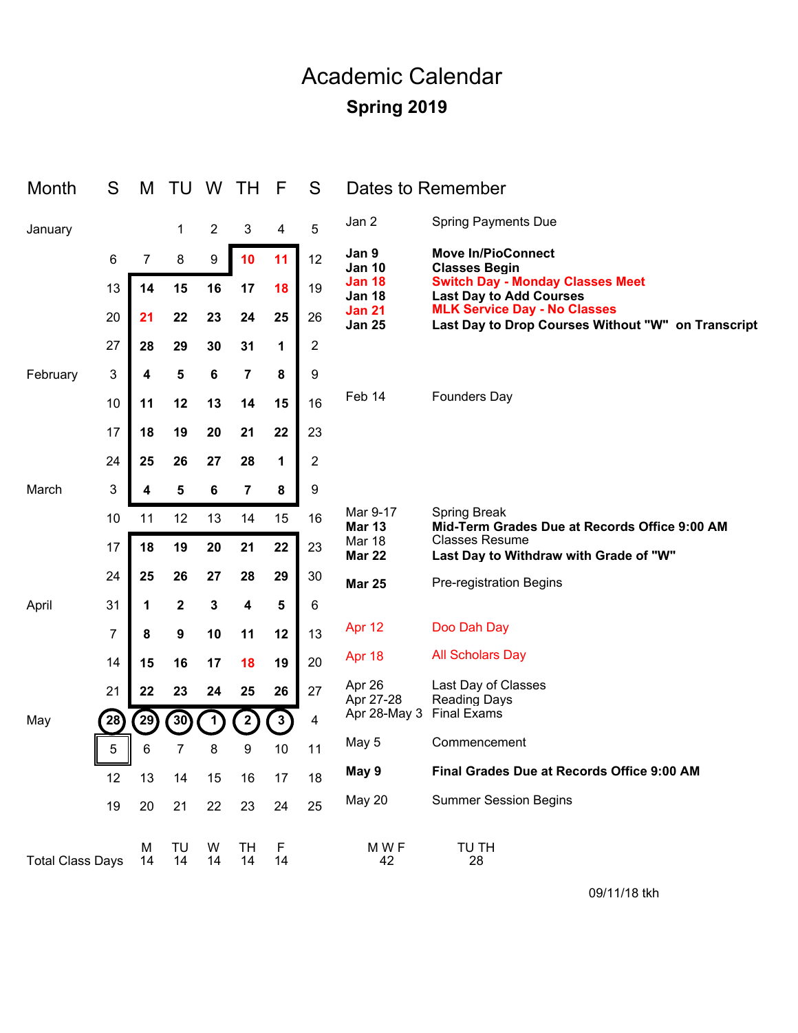# Academic Calendar

## Spring 2019

| Month | S | M | TU | W | TH | F | S |
|---|---|---|---|---|---|---|---|
| January | | | 1 | 2 | 3 | 4 | 5 |
| | 6 | 7 | 8 | 9 | **10** | **11** | 12 |
| | 13 | **14** | **15** | **16** | **17** | **18** | 19 |
| | 20 | **21** | **22** | **23** | **24** | **25** | 26 |
| | 27 | **28** | **29** | **30** | **31** | **1** | 2 |
| February | 3 | **4** | **5** | **6** | **7** | **8** | 9 |
| | 10 | **11** | **12** | **13** | **14** | **15** | 16 |
| | 17 | **18** | **19** | **20** | **21** | **22** | 23 |
| | 24 | **25** | **26** | **27** | **28** | **1** | 2 |
| March | 3 | **4** | **5** | **6** | **7** | **8** | 9 |
| | 10 | 11 | 12 | 13 | 14 | 15 | 16 |
| | 17 | **18** | **19** | **20** | **21** | **22** | 23 |
| | 24 | **25** | **26** | **27** | **28** | **29** | 30 |
| April | 31 | **1** | **2** | **3** | **4** | **5** | 6 |
| | 7 | **8** | **9** | **10** | **11** | **12** | 13 |
| | 14 | **15** | **16** | **17** | **18** | **19** | 20 |
| | 21 | **22** | **23** | **24** | **25** | **26** | 27 |
| May | **28** | **29** | **30** | **1** | **2** | **3** | 4 |
| | 5 | 6 | 7 | 8 | 9 | 10 | 11 |
| | 12 | 13 | 14 | 15 | 16 | 17 | 18 |
| | 19 | 20 | 21 | 22 | 23 | 24 | 25 |

| | M | TU | W | TH | F | M W F | TU TH |
|---|---|---|---|---|---|---|---|
| Total Class Days | 14 | 14 | 14 | 14 | 14 | 42 | 28 |

### Dates to Remember

| | |
|---|---|
| Jan 2 | Spring Payments Due |
| **Jan 9** | **Move In/PioConnect** |
| **Jan 10** | **Classes Begin** |
| **Jan 18** | **Switch Day - Monday Classes Meet** |
| **Jan 18** | **Last Day to Add Courses** |
| **Jan 21** | **MLK Service Day - No Classes** |
| **Jan 25** | **Last Day to Drop Courses Without "W" on Transcript** |
| Feb 14 | Founders Day |
| Mar 9-17 | Spring Break |
| **Mar 13** | **Mid-Term Grades Due at Records Office 9:00 AM** |
| Mar 18 | Classes Resume |
| **Mar 22** | **Last Day to Withdraw with Grade of "W"** |
| **Mar 25** | Pre-registration Begins |
| Apr 12 | Doo Dah Day |
| Apr 18 | All Scholars Day |
| Apr 26 | Last Day of Classes |
| Apr 27-28 | Reading Days |
| Apr 28-May 3 | Final Exams |
| May 5 | Commencement |
| **May 9** | **Final Grades Due at Records Office 9:00 AM** |
| May 20 | Summer Session Begins |

09/11/18 tkh